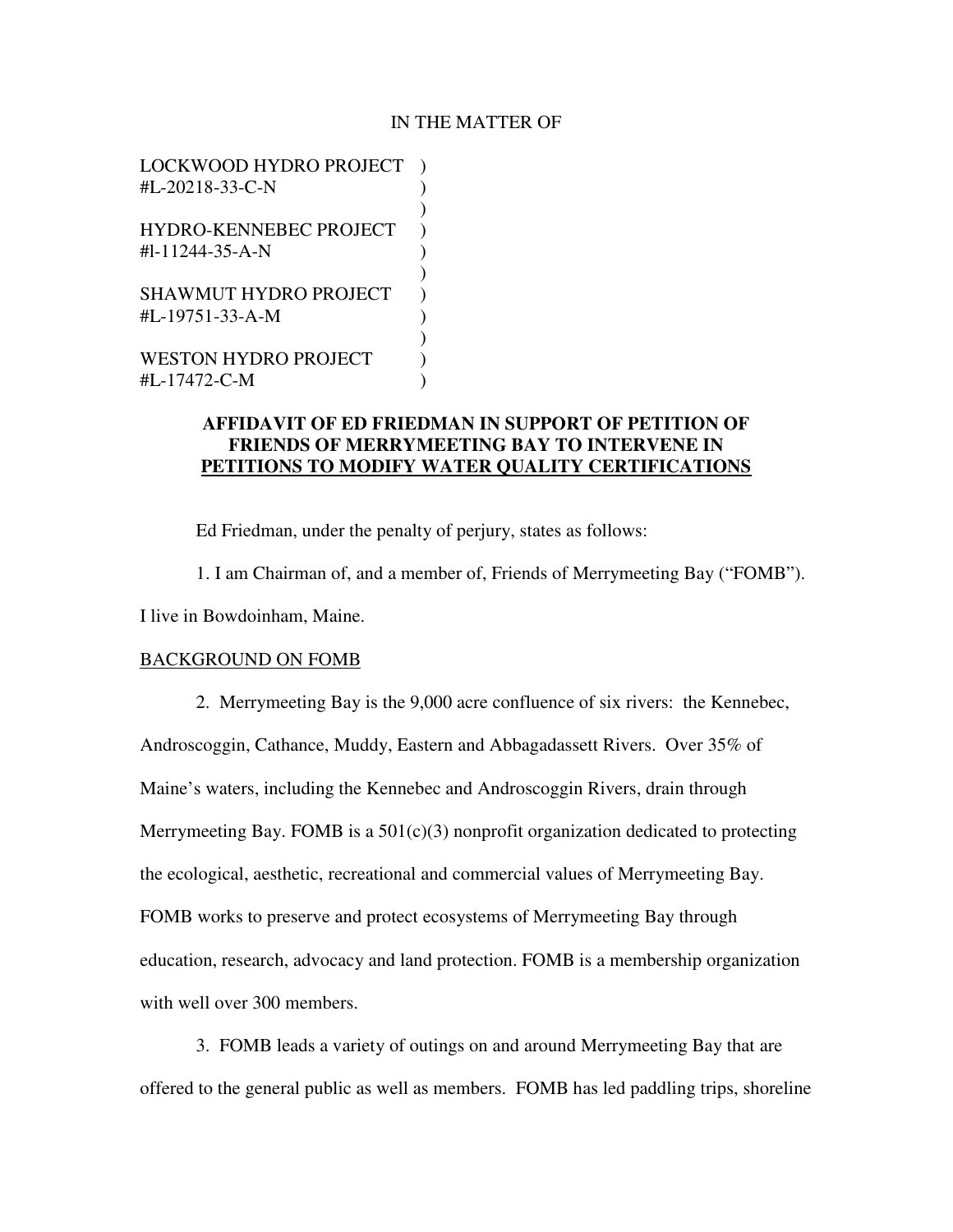IN THE MATTER OF

LOCKWOOD HYDRO PROJECT )
#L-20218-33-C-N )
)
HYDRO-KENNEBEC PROJECT )
#l-11244-35-A-N )
)
SHAWMUT HYDRO PROJECT )
#L-19751-33-A-M )
)
WESTON HYDRO PROJECT )
#L-17472-C-M )

**AFFIDAVIT OF ED FRIEDMAN IN SUPPORT OF PETITION OF FRIENDS OF MERRYMEETING BAY TO INTERVENE IN <u>PETITIONS TO MODIFY WATER QUALITY CERTIFICATIONS</u>**

Ed Friedman, under the penalty of perjury, states as follows:

1. I am Chairman of, and a member of, Friends of Merrymeeting Bay ("FOMB"). I live in Bowdoinham, Maine.

<u>BACKGROUND ON FOMB</u>

2. Merrymeeting Bay is the 9,000 acre confluence of six rivers: the Kennebec, Androscoggin, Cathance, Muddy, Eastern and Abbagadassett Rivers. Over 35% of Maine's waters, including the Kennebec and Androscoggin Rivers, drain through Merrymeeting Bay. FOMB is a 501(c)(3) nonprofit organization dedicated to protecting the ecological, aesthetic, recreational and commercial values of Merrymeeting Bay. FOMB works to preserve and protect ecosystems of Merrymeeting Bay through education, research, advocacy and land protection. FOMB is a membership organization with well over 300 members.

3. FOMB leads a variety of outings on and around Merrymeeting Bay that are offered to the general public as well as members. FOMB has led paddling trips, shoreline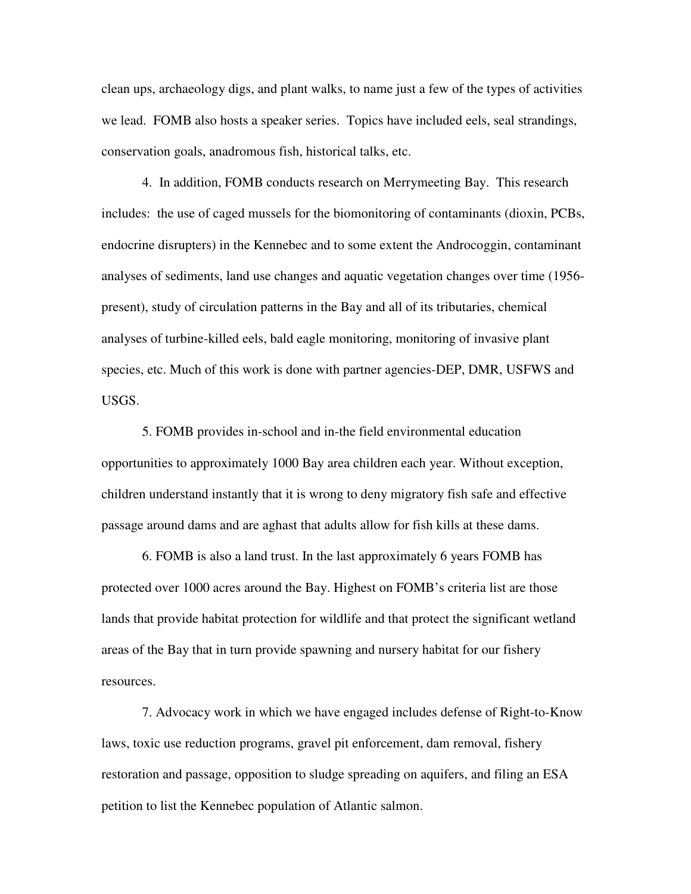clean ups, archaeology digs, and plant walks, to name just a few of the types of activities we lead. FOMB also hosts a speaker series. Topics have included eels, seal strandings, conservation goals, anadromous fish, historical talks, etc.

4. In addition, FOMB conducts research on Merrymeeting Bay. This research includes: the use of caged mussels for the biomonitoring of contaminants (dioxin, PCBs, endocrine disrupters) in the Kennebec and to some extent the Androcoggin, contaminant analyses of sediments, land use changes and aquatic vegetation changes over time (1956-present), study of circulation patterns in the Bay and all of its tributaries, chemical analyses of turbine-killed eels, bald eagle monitoring, monitoring of invasive plant species, etc. Much of this work is done with partner agencies-DEP, DMR, USFWS and USGS.

5. FOMB provides in-school and in-the field environmental education opportunities to approximately 1000 Bay area children each year. Without exception, children understand instantly that it is wrong to deny migratory fish safe and effective passage around dams and are aghast that adults allow for fish kills at these dams.

6. FOMB is also a land trust. In the last approximately 6 years FOMB has protected over 1000 acres around the Bay. Highest on FOMB's criteria list are those lands that provide habitat protection for wildlife and that protect the significant wetland areas of the Bay that in turn provide spawning and nursery habitat for our fishery resources.

7. Advocacy work in which we have engaged includes defense of Right-to-Know laws, toxic use reduction programs, gravel pit enforcement, dam removal, fishery restoration and passage, opposition to sludge spreading on aquifers, and filing an ESA petition to list the Kennebec population of Atlantic salmon.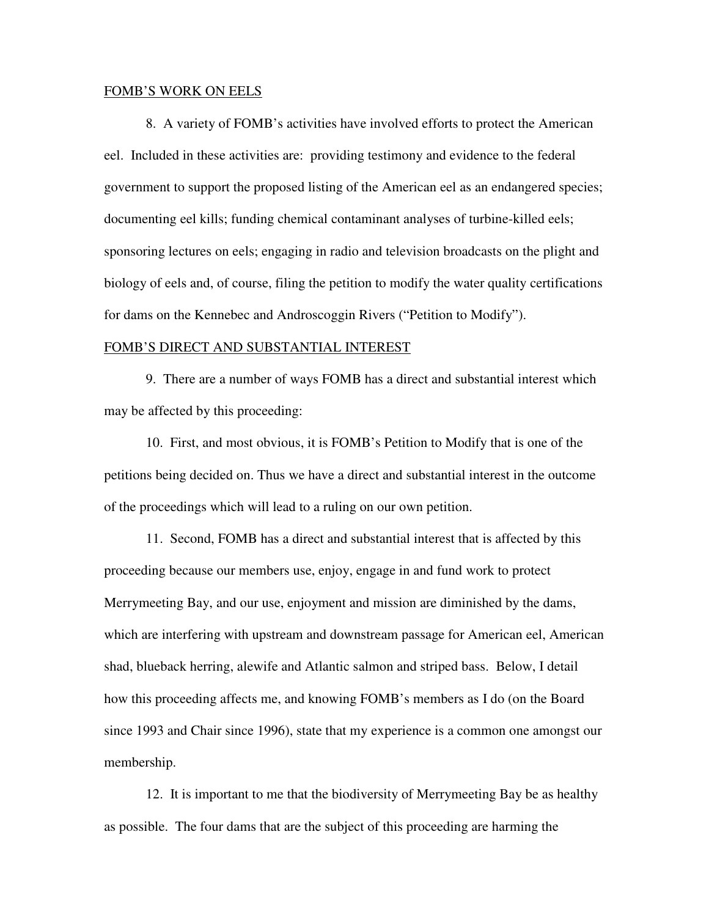FOMB'S WORK ON EELS

8. A variety of FOMB's activities have involved efforts to protect the American eel. Included in these activities are: providing testimony and evidence to the federal government to support the proposed listing of the American eel as an endangered species; documenting eel kills; funding chemical contaminant analyses of turbine-killed eels; sponsoring lectures on eels; engaging in radio and television broadcasts on the plight and biology of eels and, of course, filing the petition to modify the water quality certifications for dams on the Kennebec and Androscoggin Rivers ("Petition to Modify").

FOMB'S DIRECT AND SUBSTANTIAL INTEREST

9. There are a number of ways FOMB has a direct and substantial interest which may be affected by this proceeding:

10. First, and most obvious, it is FOMB's Petition to Modify that is one of the petitions being decided on. Thus we have a direct and substantial interest in the outcome of the proceedings which will lead to a ruling on our own petition.

11. Second, FOMB has a direct and substantial interest that is affected by this proceeding because our members use, enjoy, engage in and fund work to protect Merrymeeting Bay, and our use, enjoyment and mission are diminished by the dams, which are interfering with upstream and downstream passage for American eel, American shad, blueback herring, alewife and Atlantic salmon and striped bass. Below, I detail how this proceeding affects me, and knowing FOMB's members as I do (on the Board since 1993 and Chair since 1996), state that my experience is a common one amongst our membership.

12. It is important to me that the biodiversity of Merrymeeting Bay be as healthy as possible. The four dams that are the subject of this proceeding are harming the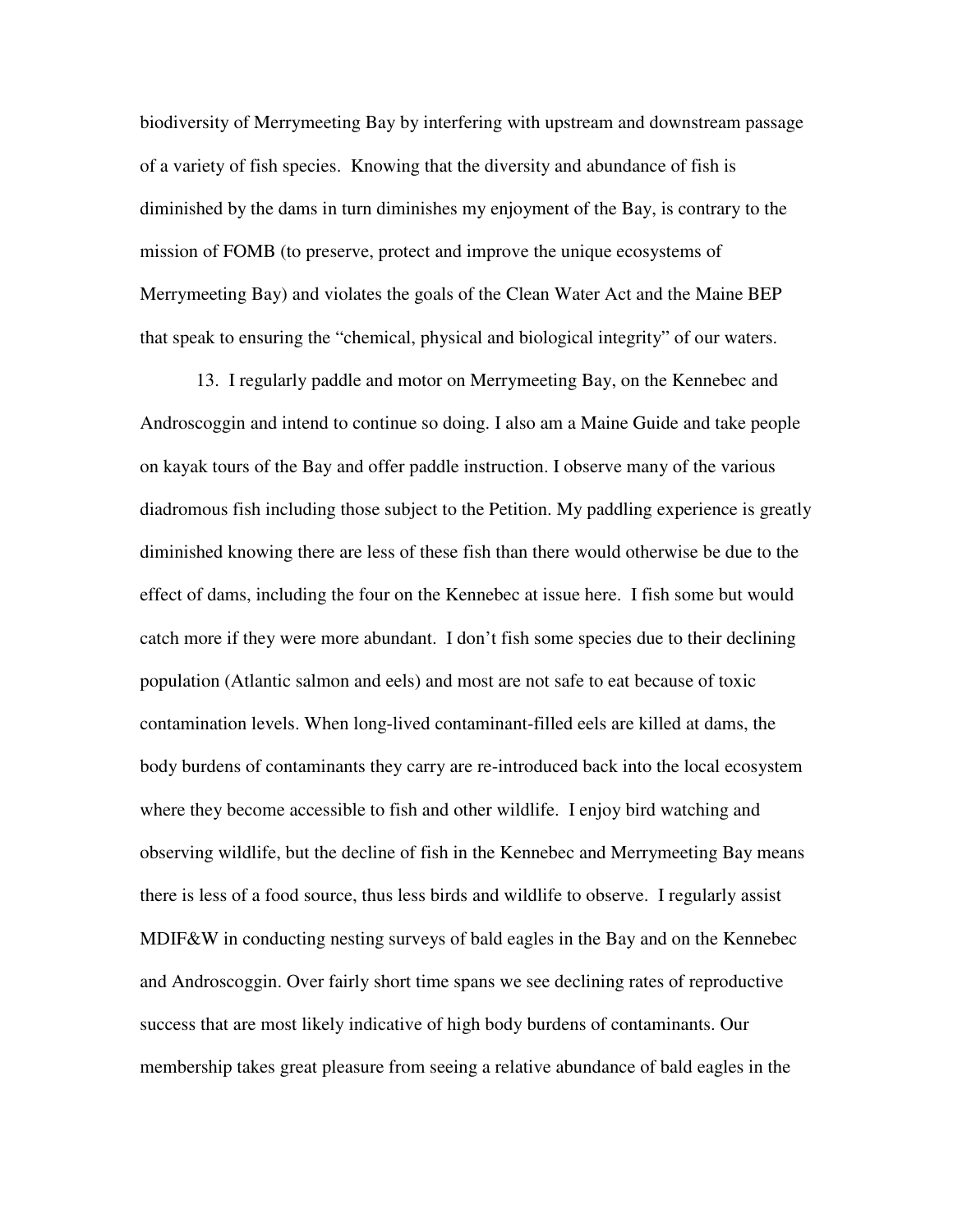biodiversity of Merrymeeting Bay by interfering with upstream and downstream passage of a variety of fish species. Knowing that the diversity and abundance of fish is diminished by the dams in turn diminishes my enjoyment of the Bay, is contrary to the mission of FOMB (to preserve, protect and improve the unique ecosystems of Merrymeeting Bay) and violates the goals of the Clean Water Act and the Maine BEP that speak to ensuring the "chemical, physical and biological integrity" of our waters.

13. I regularly paddle and motor on Merrymeeting Bay, on the Kennebec and Androscoggin and intend to continue so doing. I also am a Maine Guide and take people on kayak tours of the Bay and offer paddle instruction. I observe many of the various diadromous fish including those subject to the Petition. My paddling experience is greatly diminished knowing there are less of these fish than there would otherwise be due to the effect of dams, including the four on the Kennebec at issue here. I fish some but would catch more if they were more abundant. I don't fish some species due to their declining population (Atlantic salmon and eels) and most are not safe to eat because of toxic contamination levels. When long-lived contaminant-filled eels are killed at dams, the body burdens of contaminants they carry are re-introduced back into the local ecosystem where they become accessible to fish and other wildlife. I enjoy bird watching and observing wildlife, but the decline of fish in the Kennebec and Merrymeeting Bay means there is less of a food source, thus less birds and wildlife to observe. I regularly assist MDIF&W in conducting nesting surveys of bald eagles in the Bay and on the Kennebec and Androscoggin. Over fairly short time spans we see declining rates of reproductive success that are most likely indicative of high body burdens of contaminants. Our membership takes great pleasure from seeing a relative abundance of bald eagles in the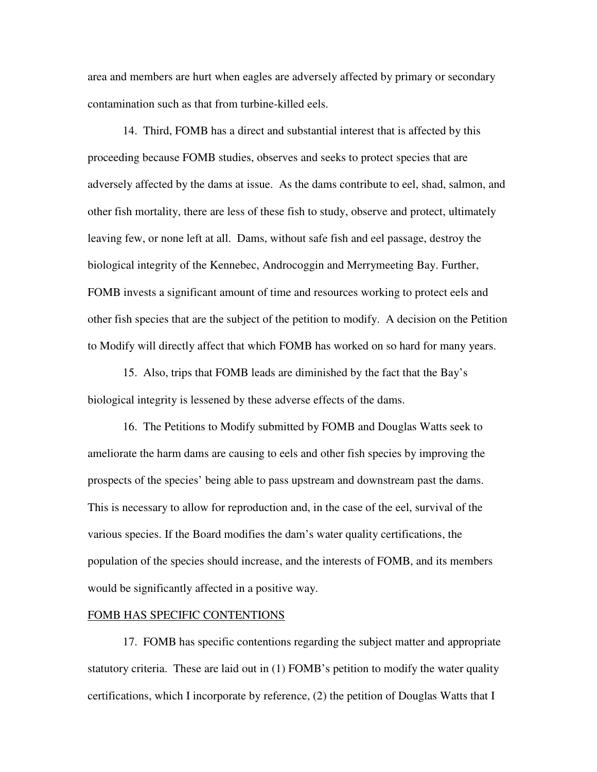area and members are hurt when eagles are adversely affected by primary or secondary contamination such as that from turbine-killed eels.

14. Third, FOMB has a direct and substantial interest that is affected by this proceeding because FOMB studies, observes and seeks to protect species that are adversely affected by the dams at issue. As the dams contribute to eel, shad, salmon, and other fish mortality, there are less of these fish to study, observe and protect, ultimately leaving few, or none left at all. Dams, without safe fish and eel passage, destroy the biological integrity of the Kennebec, Androcoggin and Merrymeeting Bay. Further, FOMB invests a significant amount of time and resources working to protect eels and other fish species that are the subject of the petition to modify. A decision on the Petition to Modify will directly affect that which FOMB has worked on so hard for many years.

15. Also, trips that FOMB leads are diminished by the fact that the Bay's biological integrity is lessened by these adverse effects of the dams.

16. The Petitions to Modify submitted by FOMB and Douglas Watts seek to ameliorate the harm dams are causing to eels and other fish species by improving the prospects of the species' being able to pass upstream and downstream past the dams. This is necessary to allow for reproduction and, in the case of the eel, survival of the various species. If the Board modifies the dam's water quality certifications, the population of the species should increase, and the interests of FOMB, and its members would be significantly affected in a positive way.

<u>FOMB HAS SPECIFIC CONTENTIONS</u>

17. FOMB has specific contentions regarding the subject matter and appropriate statutory criteria. These are laid out in (1) FOMB's petition to modify the water quality certifications, which I incorporate by reference, (2) the petition of Douglas Watts that I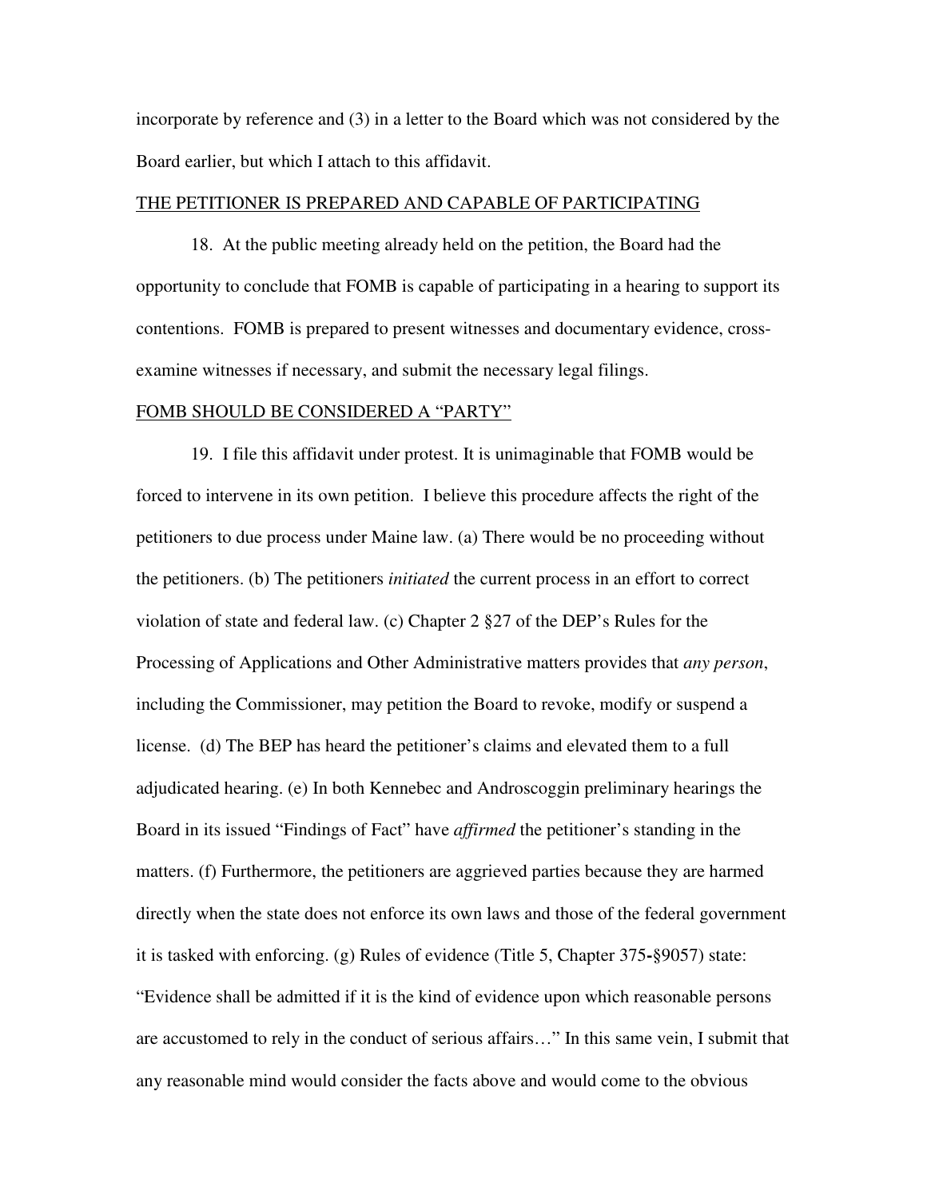incorporate by reference and (3) in a letter to the Board which was not considered by the Board earlier, but which I attach to this affidavit.

<u>THE PETITIONER IS PREPARED AND CAPABLE OF PARTICIPATING</u>

18. At the public meeting already held on the petition, the Board had the opportunity to conclude that FOMB is capable of participating in a hearing to support its contentions. FOMB is prepared to present witnesses and documentary evidence, cross-examine witnesses if necessary, and submit the necessary legal filings.

<u>FOMB SHOULD BE CONSIDERED A "PARTY"</u>

19. I file this affidavit under protest. It is unimaginable that FOMB would be forced to intervene in its own petition. I believe this procedure affects the right of the petitioners to due process under Maine law. (a) There would be no proceeding without the petitioners. (b) The petitioners *initiated* the current process in an effort to correct violation of state and federal law. (c) Chapter 2 §27 of the DEP's Rules for the Processing of Applications and Other Administrative matters provides that *any person*, including the Commissioner, may petition the Board to revoke, modify or suspend a license. (d) The BEP has heard the petitioner's claims and elevated them to a full adjudicated hearing. (e) In both Kennebec and Androscoggin preliminary hearings the Board in its issued "Findings of Fact" have *affirmed* the petitioner's standing in the matters. (f) Furthermore, the petitioners are aggrieved parties because they are harmed directly when the state does not enforce its own laws and those of the federal government it is tasked with enforcing. (g) Rules of evidence (Title 5, Chapter 375-§9057) state: "Evidence shall be admitted if it is the kind of evidence upon which reasonable persons are accustomed to rely in the conduct of serious affairs…" In this same vein, I submit that any reasonable mind would consider the facts above and would come to the obvious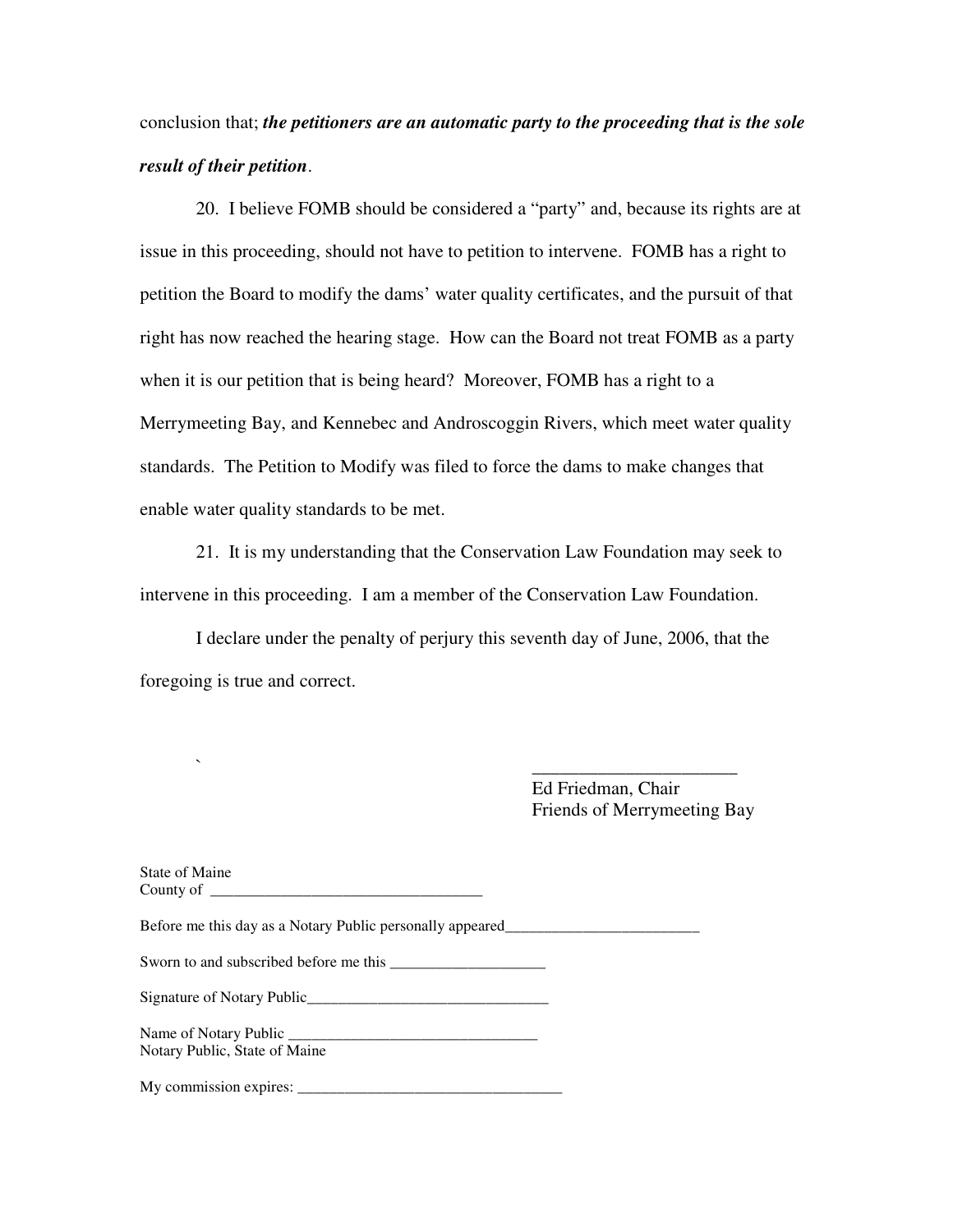conclusion that; ***the petitioners are an automatic party to the proceeding that is the sole result of their petition***.

20. I believe FOMB should be considered a "party" and, because its rights are at issue in this proceeding, should not have to petition to intervene. FOMB has a right to petition the Board to modify the dams' water quality certificates, and the pursuit of that right has now reached the hearing stage. How can the Board not treat FOMB as a party when it is our petition that is being heard? Moreover, FOMB has a right to a Merrymeeting Bay, and Kennebec and Androscoggin Rivers, which meet water quality standards. The Petition to Modify was filed to force the dams to make changes that enable water quality standards to be met.

21. It is my understanding that the Conservation Law Foundation may seek to intervene in this proceeding. I am a member of the Conservation Law Foundation.

I declare under the penalty of perjury this seventh day of June, 2006, that the foregoing is true and correct.

______________________
Ed Friedman, Chair
Friends of Merrymeeting Bay

State of Maine
County of ___________________________________

Before me this day as a Notary Public personally appeared_________________________

Sworn to and subscribed before me this ____________________

Signature of Notary Public_______________________________

Name of Notary Public ________________________________
Notary Public, State of Maine

My commission expires: __________________________________